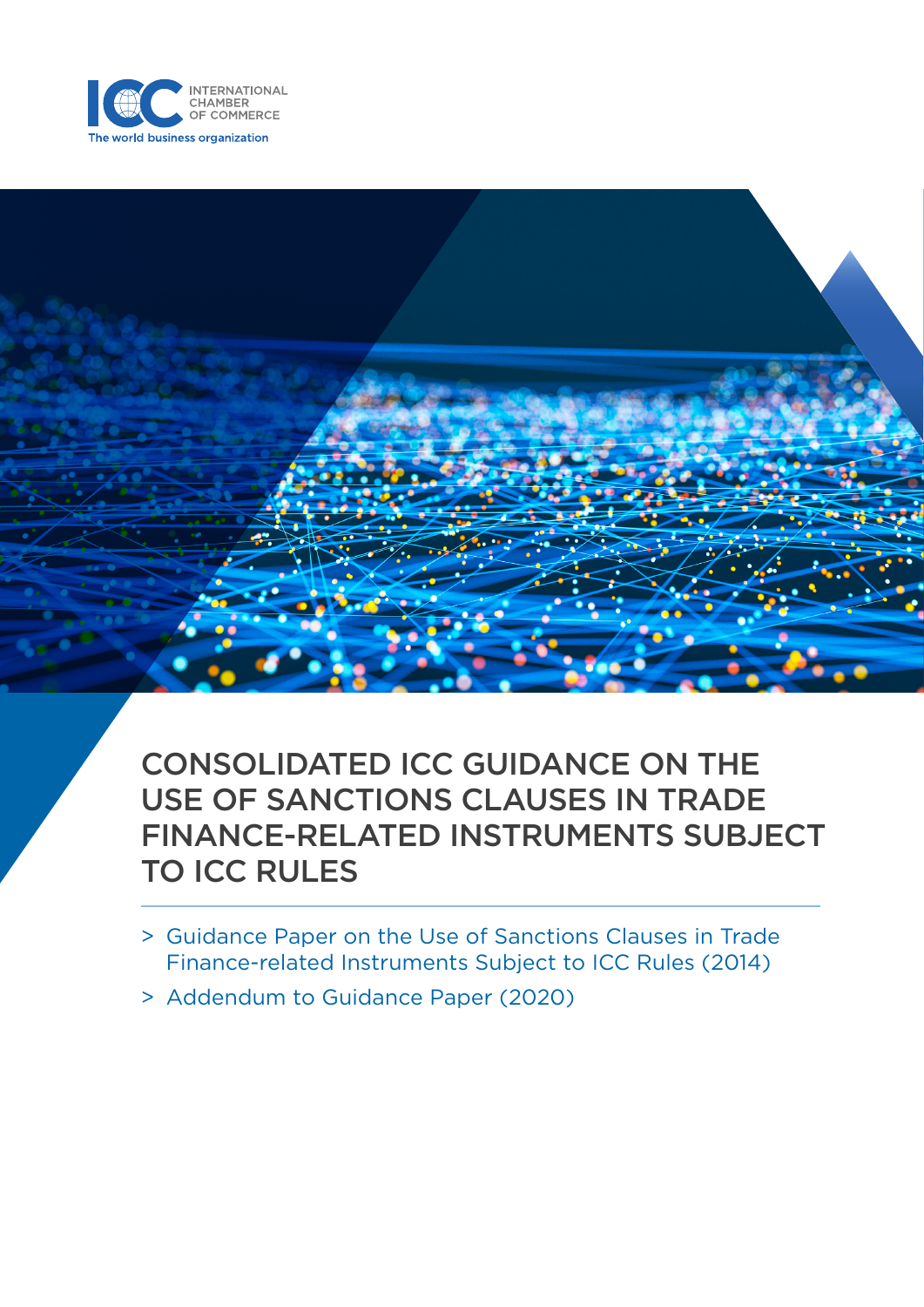INTERNATIONAL CHAMBER OF COMMERCE

The world business organization

# CONSOLIDATED ICC GUIDANCE ON THE USE OF SANCTIONS CLAUSES IN TRADE FINANCE-RELATED INSTRUMENTS SUBJECT TO ICC RULES

> Guidance Paper on the Use of Sanctions Clauses in Trade Finance-related Instruments Subject to ICC Rules (2014)

> Addendum to Guidance Paper (2020)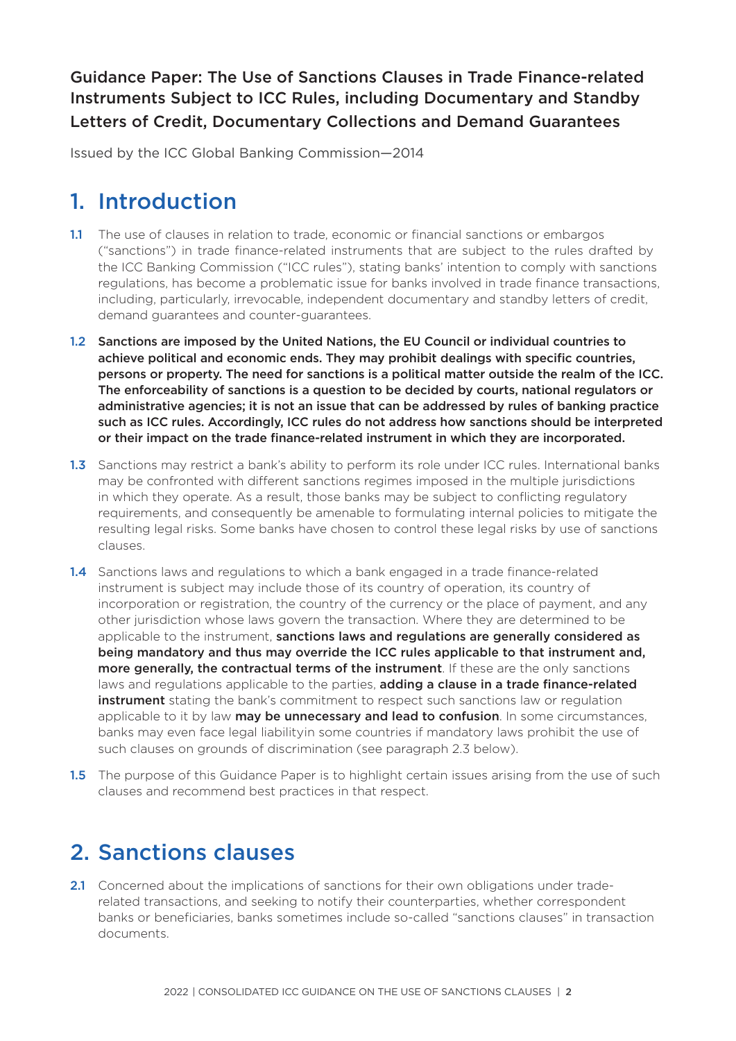**Guidance Paper: The Use of Sanctions Clauses in Trade Finance-related Instruments Subject to ICC Rules, including Documentary and Standby Letters of Credit, Documentary Collections and Demand Guarantees**

Issued by the ICC Global Banking Commission—2014

# 1. Introduction

**1.1** The use of clauses in relation to trade, economic or financial sanctions or embargos ("sanctions") in trade finance-related instruments that are subject to the rules drafted by the ICC Banking Commission ("ICC rules"), stating banks' intention to comply with sanctions regulations, has become a problematic issue for banks involved in trade finance transactions, including, particularly, irrevocable, independent documentary and standby letters of credit, demand guarantees and counter-guarantees.

**1.2** **Sanctions are imposed by the United Nations, the EU Council or individual countries to achieve political and economic ends. They may prohibit dealings with specific countries, persons or property. The need for sanctions is a political matter outside the realm of the ICC. The enforceability of sanctions is a question to be decided by courts, national regulators or administrative agencies; it is not an issue that can be addressed by rules of banking practice such as ICC rules. Accordingly, ICC rules do not address how sanctions should be interpreted or their impact on the trade finance-related instrument in which they are incorporated.**

**1.3** Sanctions may restrict a bank's ability to perform its role under ICC rules. International banks may be confronted with different sanctions regimes imposed in the multiple jurisdictions in which they operate. As a result, those banks may be subject to conflicting regulatory requirements, and consequently be amenable to formulating internal policies to mitigate the resulting legal risks. Some banks have chosen to control these legal risks by use of sanctions clauses.

**1.4** Sanctions laws and regulations to which a bank engaged in a trade finance-related instrument is subject may include those of its country of operation, its country of incorporation or registration, the country of the currency or the place of payment, and any other jurisdiction whose laws govern the transaction. Where they are determined to be applicable to the instrument, **sanctions laws and regulations are generally considered as being mandatory and thus may override the ICC rules applicable to that instrument and, more generally, the contractual terms of the instrument**. If these are the only sanctions laws and regulations applicable to the parties, **adding a clause in a trade finance-related instrument** stating the bank's commitment to respect such sanctions law or regulation applicable to it by law **may be unnecessary and lead to confusion**. In some circumstances, banks may even face legal liabilityin some countries if mandatory laws prohibit the use of such clauses on grounds of discrimination (see paragraph 2.3 below).

**1.5** The purpose of this Guidance Paper is to highlight certain issues arising from the use of such clauses and recommend best practices in that respect.

# 2. Sanctions clauses

**2.1** Concerned about the implications of sanctions for their own obligations under trade-related transactions, and seeking to notify their counterparties, whether correspondent banks or beneficiaries, banks sometimes include so-called "sanctions clauses" in transaction documents.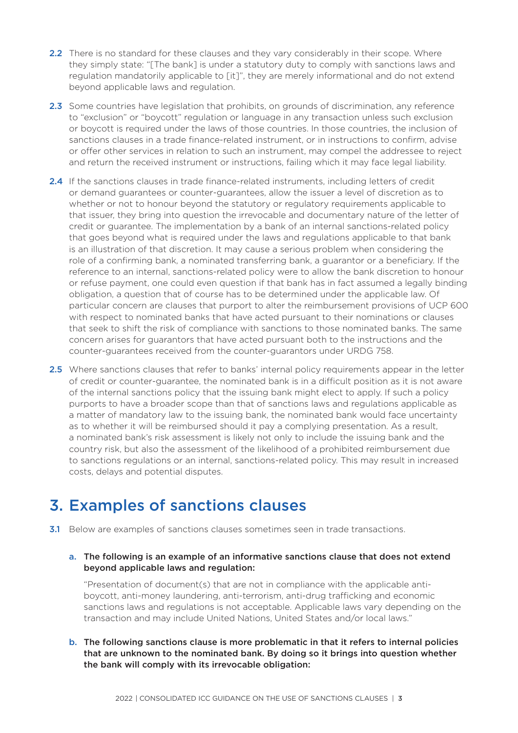**2.2** There is no standard for these clauses and they vary considerably in their scope. Where they simply state: "[The bank] is under a statutory duty to comply with sanctions laws and regulation mandatorily applicable to [it]", they are merely informational and do not extend beyond applicable laws and regulation.

**2.3** Some countries have legislation that prohibits, on grounds of discrimination, any reference to "exclusion" or "boycott" regulation or language in any transaction unless such exclusion or boycott is required under the laws of those countries. In those countries, the inclusion of sanctions clauses in a trade finance-related instrument, or in instructions to confirm, advise or offer other services in relation to such an instrument, may compel the addressee to reject and return the received instrument or instructions, failing which it may face legal liability.

**2.4** If the sanctions clauses in trade finance-related instruments, including letters of credit or demand guarantees or counter-guarantees, allow the issuer a level of discretion as to whether or not to honour beyond the statutory or regulatory requirements applicable to that issuer, they bring into question the irrevocable and documentary nature of the letter of credit or guarantee. The implementation by a bank of an internal sanctions-related policy that goes beyond what is required under the laws and regulations applicable to that bank is an illustration of that discretion. It may cause a serious problem when considering the role of a confirming bank, a nominated transferring bank, a guarantor or a beneficiary. If the reference to an internal, sanctions-related policy were to allow the bank discretion to honour or refuse payment, one could even question if that bank has in fact assumed a legally binding obligation, a question that of course has to be determined under the applicable law. Of particular concern are clauses that purport to alter the reimbursement provisions of UCP 600 with respect to nominated banks that have acted pursuant to their nominations or clauses that seek to shift the risk of compliance with sanctions to those nominated banks. The same concern arises for guarantors that have acted pursuant both to the instructions and the counter-guarantees received from the counter-guarantors under URDG 758.

**2.5** Where sanctions clauses that refer to banks' internal policy requirements appear in the letter of credit or counter-guarantee, the nominated bank is in a difficult position as it is not aware of the internal sanctions policy that the issuing bank might elect to apply. If such a policy purports to have a broader scope than that of sanctions laws and regulations applicable as a matter of mandatory law to the issuing bank, the nominated bank would face uncertainty as to whether it will be reimbursed should it pay a complying presentation. As a result, a nominated bank's risk assessment is likely not only to include the issuing bank and the country risk, but also the assessment of the likelihood of a prohibited reimbursement due to sanctions regulations or an internal, sanctions-related policy. This may result in increased costs, delays and potential disputes.

# 3. Examples of sanctions clauses

**3.1** Below are examples of sanctions clauses sometimes seen in trade transactions.

a. **The following is an example of an informative sanctions clause that does not extend beyond applicable laws and regulation:**

"Presentation of document(s) that are not in compliance with the applicable anti-boycott, anti-money laundering, anti-terrorism, anti-drug trafficking and economic sanctions laws and regulations is not acceptable. Applicable laws vary depending on the transaction and may include United Nations, United States and/or local laws."

b. **The following sanctions clause is more problematic in that it refers to internal policies that are unknown to the nominated bank. By doing so it brings into question whether the bank will comply with its irrevocable obligation:**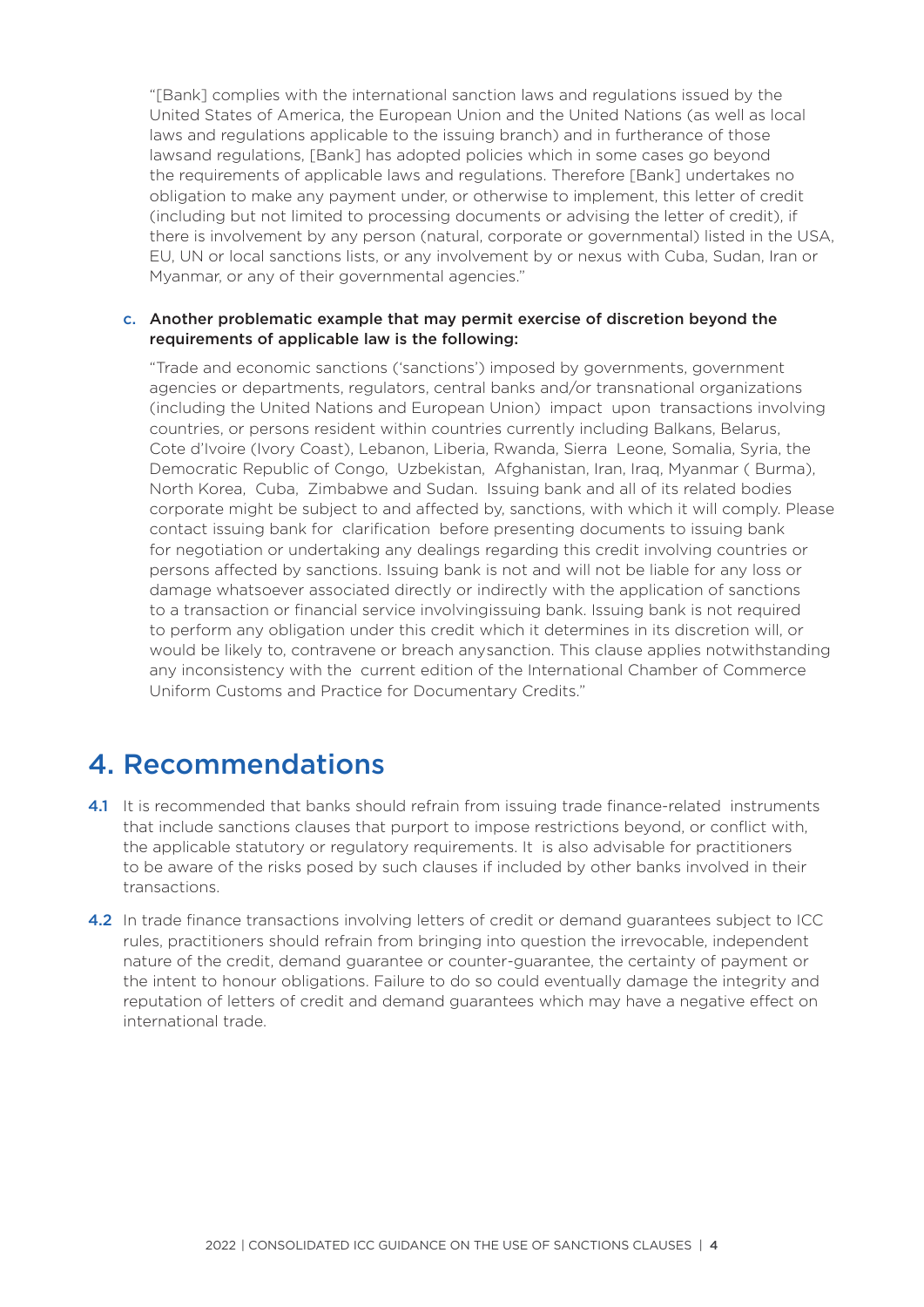"[Bank] complies with the international sanction laws and regulations issued by the United States of America, the European Union and the United Nations (as well as local laws and regulations applicable to the issuing branch) and in furtherance of those lawsand regulations, [Bank] has adopted policies which in some cases go beyond the requirements of applicable laws and regulations. Therefore [Bank] undertakes no obligation to make any payment under, or otherwise to implement, this letter of credit (including but not limited to processing documents or advising the letter of credit), if there is involvement by any person (natural, corporate or governmental) listed in the USA, EU, UN or local sanctions lists, or any involvement by or nexus with Cuba, Sudan, Iran or Myanmar, or any of their governmental agencies."

c. **Another problematic example that may permit exercise of discretion beyond the requirements of applicable law is the following:**

"Trade and economic sanctions ('sanctions') imposed by governments, government agencies or departments, regulators, central banks and/or transnational organizations (including the United Nations and European Union) impact upon transactions involving countries, or persons resident within countries currently including Balkans, Belarus, Cote d'Ivoire (Ivory Coast), Lebanon, Liberia, Rwanda, Sierra Leone, Somalia, Syria, the Democratic Republic of Congo, Uzbekistan, Afghanistan, Iran, Iraq, Myanmar ( Burma), North Korea, Cuba, Zimbabwe and Sudan. Issuing bank and all of its related bodies corporate might be subject to and affected by, sanctions, with which it will comply. Please contact issuing bank for clarification before presenting documents to issuing bank for negotiation or undertaking any dealings regarding this credit involving countries or persons affected by sanctions. Issuing bank is not and will not be liable for any loss or damage whatsoever associated directly or indirectly with the application of sanctions to a transaction or financial service involvingissuing bank. Issuing bank is not required to perform any obligation under this credit which it determines in its discretion will, or would be likely to, contravene or breach anysanction. This clause applies notwithstanding any inconsistency with the current edition of the International Chamber of Commerce Uniform Customs and Practice for Documentary Credits."

# 4. Recommendations

**4.1** It is recommended that banks should refrain from issuing trade finance-related instruments that include sanctions clauses that purport to impose restrictions beyond, or conflict with, the applicable statutory or regulatory requirements. It is also advisable for practitioners to be aware of the risks posed by such clauses if included by other banks involved in their transactions.

**4.2** In trade finance transactions involving letters of credit or demand guarantees subject to ICC rules, practitioners should refrain from bringing into question the irrevocable, independent nature of the credit, demand guarantee or counter-guarantee, the certainty of payment or the intent to honour obligations. Failure to do so could eventually damage the integrity and reputation of letters of credit and demand guarantees which may have a negative effect on international trade.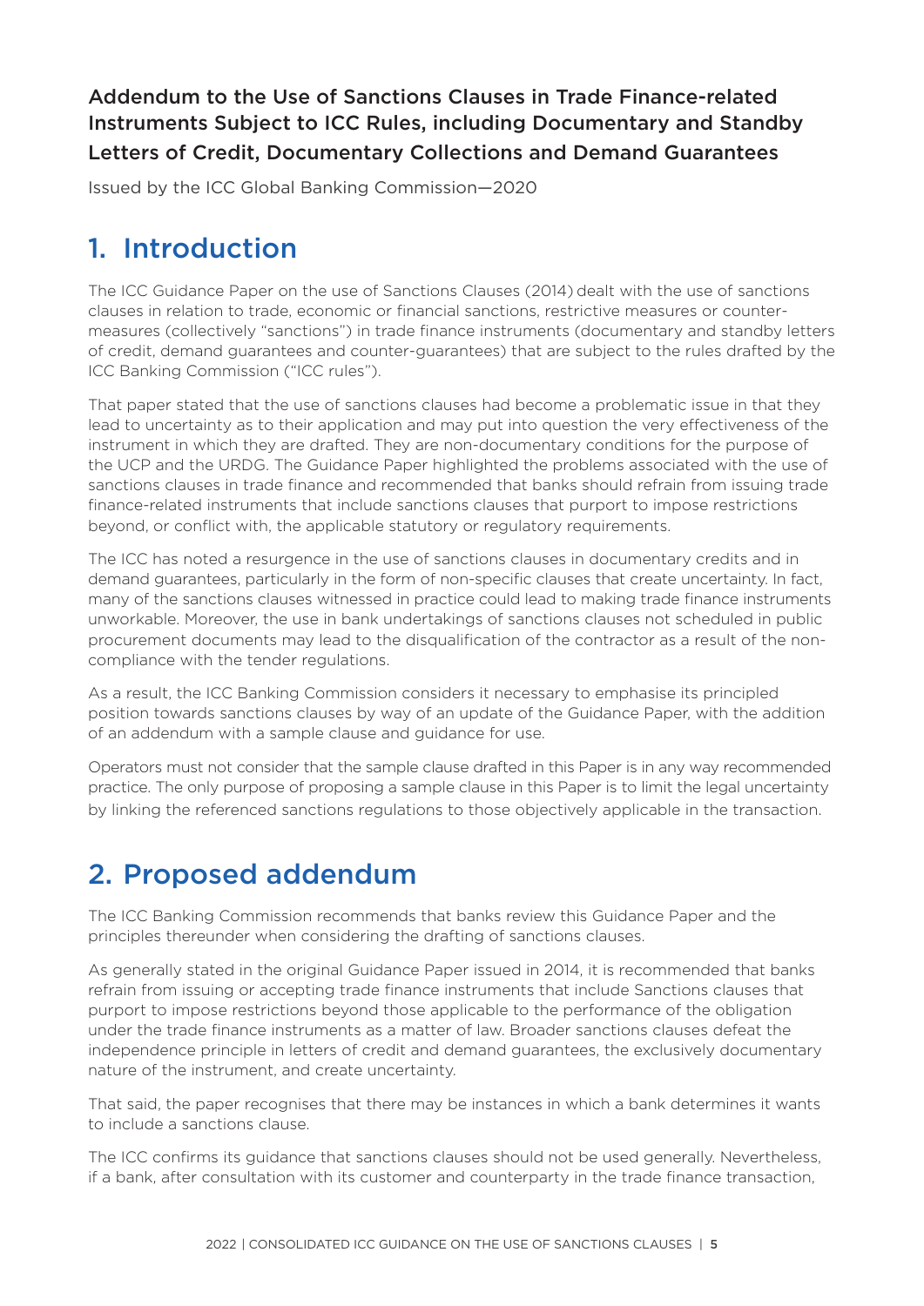**Addendum to the Use of Sanctions Clauses in Trade Finance-related Instruments Subject to ICC Rules, including Documentary and Standby Letters of Credit, Documentary Collections and Demand Guarantees**

Issued by the ICC Global Banking Commission—2020

## 1. Introduction

The ICC Guidance Paper on the use of Sanctions Clauses (2014) dealt with the use of sanctions clauses in relation to trade, economic or financial sanctions, restrictive measures or counter-measures (collectively "sanctions") in trade finance instruments (documentary and standby letters of credit, demand guarantees and counter-guarantees) that are subject to the rules drafted by the ICC Banking Commission ("ICC rules").

That paper stated that the use of sanctions clauses had become a problematic issue in that they lead to uncertainty as to their application and may put into question the very effectiveness of the instrument in which they are drafted. They are non-documentary conditions for the purpose of the UCP and the URDG. The Guidance Paper highlighted the problems associated with the use of sanctions clauses in trade finance and recommended that banks should refrain from issuing trade finance-related instruments that include sanctions clauses that purport to impose restrictions beyond, or conflict with, the applicable statutory or regulatory requirements.

The ICC has noted a resurgence in the use of sanctions clauses in documentary credits and in demand guarantees, particularly in the form of non-specific clauses that create uncertainty. In fact, many of the sanctions clauses witnessed in practice could lead to making trade finance instruments unworkable. Moreover, the use in bank undertakings of sanctions clauses not scheduled in public procurement documents may lead to the disqualification of the contractor as a result of the non-compliance with the tender regulations.

As a result, the ICC Banking Commission considers it necessary to emphasise its principled position towards sanctions clauses by way of an update of the Guidance Paper, with the addition of an addendum with a sample clause and guidance for use.

Operators must not consider that the sample clause drafted in this Paper is in any way recommended practice. The only purpose of proposing a sample clause in this Paper is to limit the legal uncertainty by linking the referenced sanctions regulations to those objectively applicable in the transaction.

## 2. Proposed addendum

The ICC Banking Commission recommends that banks review this Guidance Paper and the principles thereunder when considering the drafting of sanctions clauses.

As generally stated in the original Guidance Paper issued in 2014, it is recommended that banks refrain from issuing or accepting trade finance instruments that include Sanctions clauses that purport to impose restrictions beyond those applicable to the performance of the obligation under the trade finance instruments as a matter of law. Broader sanctions clauses defeat the independence principle in letters of credit and demand guarantees, the exclusively documentary nature of the instrument, and create uncertainty.

That said, the paper recognises that there may be instances in which a bank determines it wants to include a sanctions clause.

The ICC confirms its guidance that sanctions clauses should not be used generally. Nevertheless, if a bank, after consultation with its customer and counterparty in the trade finance transaction,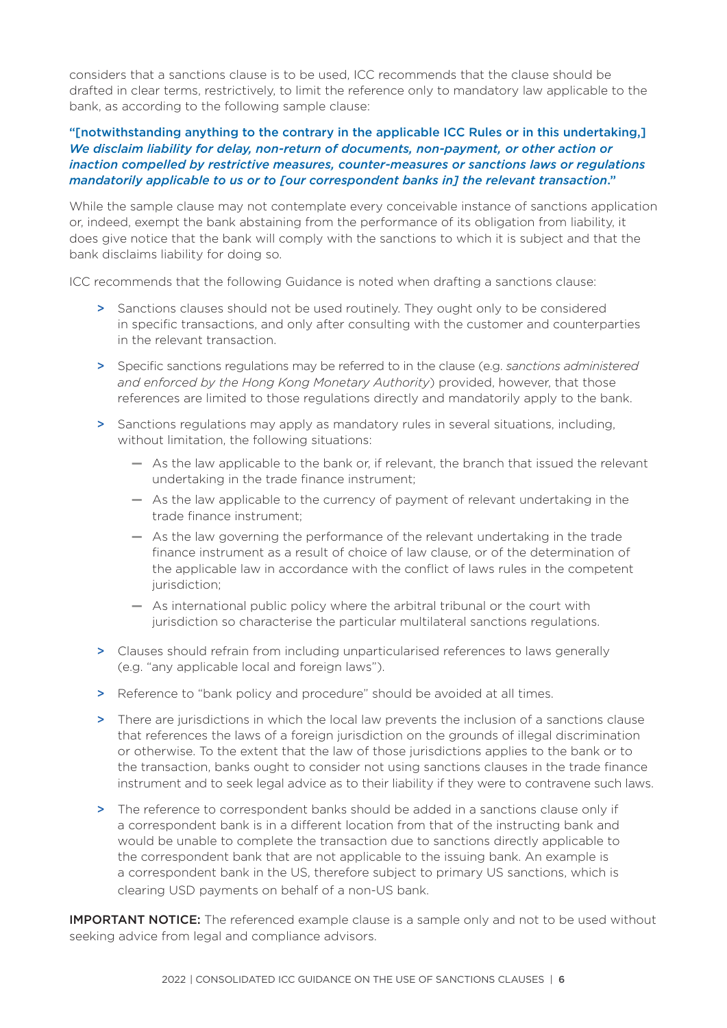considers that a sanctions clause is to be used, ICC recommends that the clause should be drafted in clear terms, restrictively, to limit the reference only to mandatory law applicable to the bank, as according to the following sample clause:

**"[notwithstanding anything to the contrary in the applicable ICC Rules or in this undertaking,] *We disclaim liability for delay, non-return of documents, non-payment, or other action or inaction compelled by restrictive measures, counter-measures or sanctions laws or regulations mandatorily applicable to us or to [our correspondent banks in] the relevant transaction*."**

While the sample clause may not contemplate every conceivable instance of sanctions application or, indeed, exempt the bank abstaining from the performance of its obligation from liability, it does give notice that the bank will comply with the sanctions to which it is subject and that the bank disclaims liability for doing so.

ICC recommends that the following Guidance is noted when drafting a sanctions clause:

- Sanctions clauses should not be used routinely. They ought only to be considered in specific transactions, and only after consulting with the customer and counterparties in the relevant transaction.
- Specific sanctions regulations may be referred to in the clause (e.g. *sanctions administered and enforced by the Hong Kong Monetary Authority*) provided, however, that those references are limited to those regulations directly and mandatorily apply to the bank.
- Sanctions regulations may apply as mandatory rules in several situations, including, without limitation, the following situations:
  - As the law applicable to the bank or, if relevant, the branch that issued the relevant undertaking in the trade finance instrument;
  - As the law applicable to the currency of payment of relevant undertaking in the trade finance instrument;
  - As the law governing the performance of the relevant undertaking in the trade finance instrument as a result of choice of law clause, or of the determination of the applicable law in accordance with the conflict of laws rules in the competent jurisdiction;
  - As international public policy where the arbitral tribunal or the court with jurisdiction so characterise the particular multilateral sanctions regulations.
- Clauses should refrain from including unparticularised references to laws generally (e.g. "any applicable local and foreign laws").
- Reference to "bank policy and procedure" should be avoided at all times.
- There are jurisdictions in which the local law prevents the inclusion of a sanctions clause that references the laws of a foreign jurisdiction on the grounds of illegal discrimination or otherwise. To the extent that the law of those jurisdictions applies to the bank or to the transaction, banks ought to consider not using sanctions clauses in the trade finance instrument and to seek legal advice as to their liability if they were to contravene such laws.
- The reference to correspondent banks should be added in a sanctions clause only if a correspondent bank is in a different location from that of the instructing bank and would be unable to complete the transaction due to sanctions directly applicable to the correspondent bank that are not applicable to the issuing bank. An example is a correspondent bank in the US, therefore subject to primary US sanctions, which is clearing USD payments on behalf of a non-US bank.

**IMPORTANT NOTICE:** The referenced example clause is a sample only and not to be used without seeking advice from legal and compliance advisors.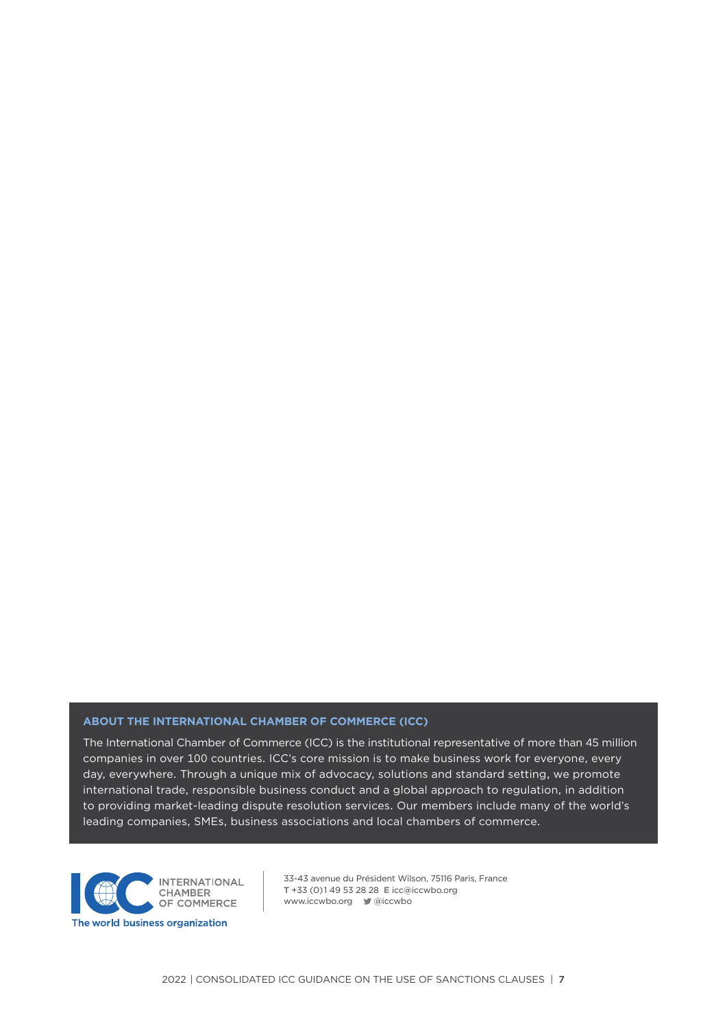## ABOUT THE INTERNATIONAL CHAMBER OF COMMERCE (ICC)

The International Chamber of Commerce (ICC) is the institutional representative of more than 45 million companies in over 100 countries. ICC's core mission is to make business work for everyone, every day, everywhere. Through a unique mix of advocacy, solutions and standard setting, we promote international trade, responsible business conduct and a global approach to regulation, in addition to providing market-leading dispute resolution services. Our members include many of the world's leading companies, SMEs, business associations and local chambers of commerce.

ICC INTERNATIONAL CHAMBER OF COMMERCE

The world business organization

33-43 avenue du Président Wilson, 75116 Paris, France
**T** +33 (0)1 49 53 28 28 **E** icc@iccwbo.org
www.iccwbo.org @iccwbo